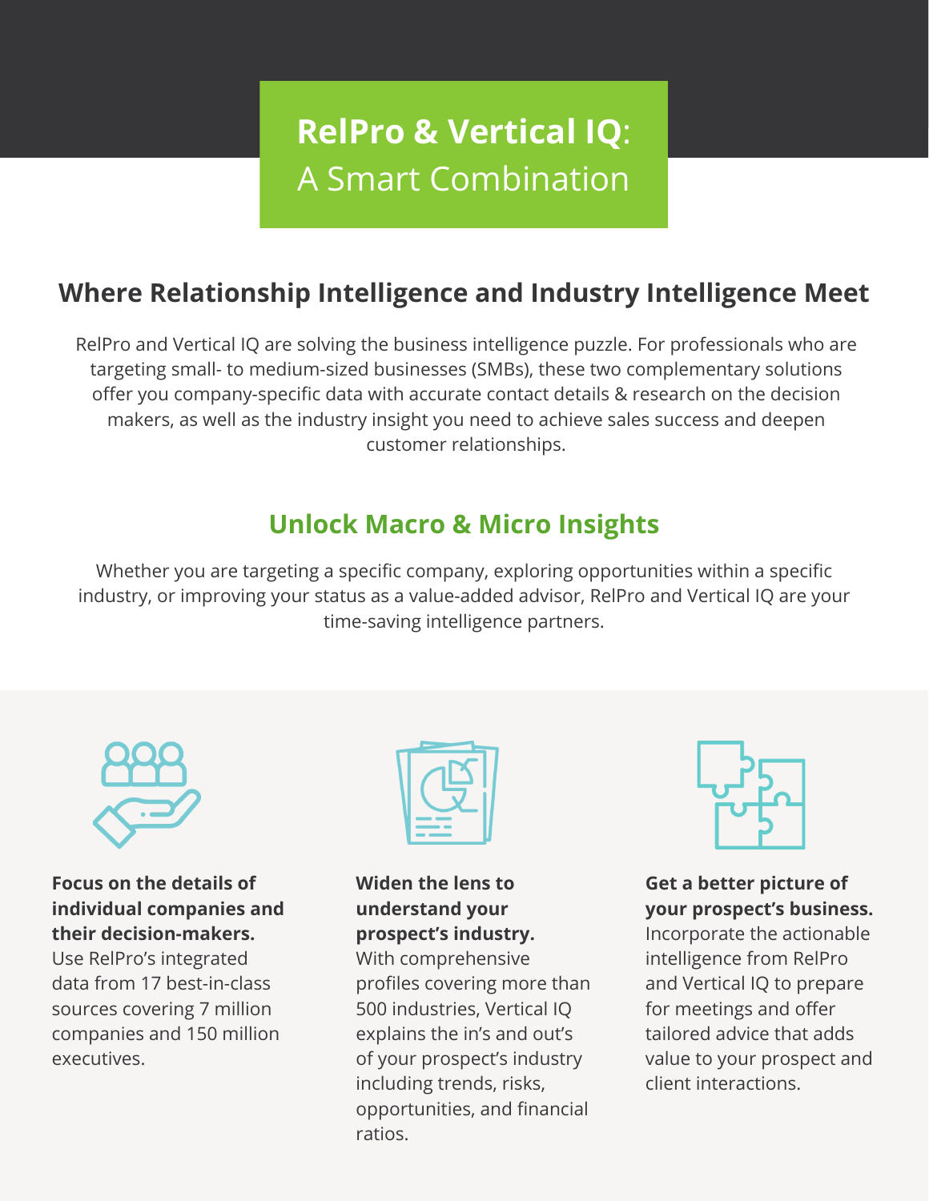# **RelPro & Vertical IQ**: A Smart Combination

## Where Relationship Intelligence and Industry Intelligence Meet

RelPro and Vertical IQ are solving the business intelligence puzzle. For professionals who are targeting small- to medium-sized businesses (SMBs), these two complementary solutions offer you company-specific data with accurate contact details & research on the decision makers, as well as the industry insight you need to achieve sales success and deepen customer relationships.

## Unlock Macro & Micro Insights

Whether you are targeting a specific company, exploring opportunities within a specific industry, or improving your status as a value-added advisor, RelPro and Vertical IQ are your time-saving intelligence partners.

**Focus on the details of individual companies and their decision-makers.** Use RelPro's integrated data from 17 best-in-class sources covering 7 million companies and 150 million executives.

**Widen the lens to understand your prospect's industry.** With comprehensive profiles covering more than 500 industries, Vertical IQ explains the in's and out's of your prospect's industry including trends, risks, opportunities, and financial ratios.

**Get a better picture of your prospect's business.** Incorporate the actionable intelligence from RelPro and Vertical IQ to prepare for meetings and offer tailored advice that adds value to your prospect and client interactions.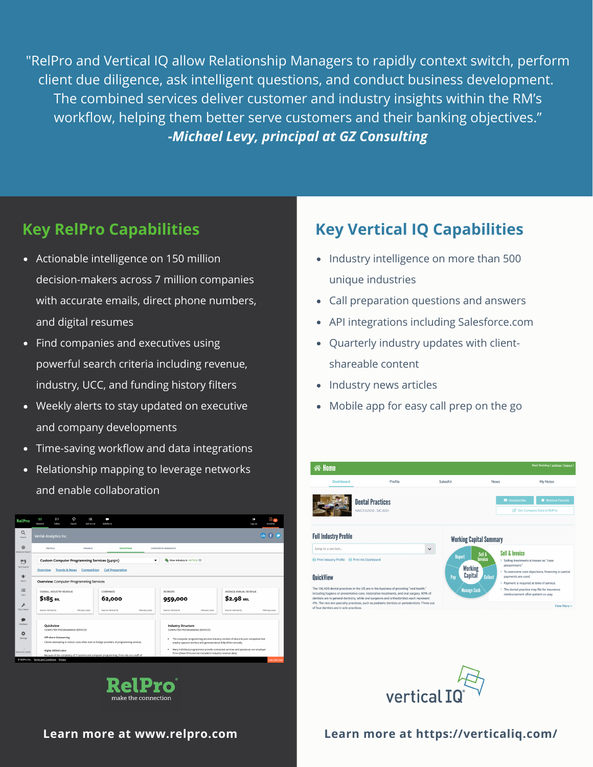"RelPro and Vertical IQ allow Relationship Managers to rapidly context switch, perform client due diligence, ask intelligent questions, and conduct business development. The combined services deliver customer and industry insights within the RM's workflow, helping them better serve customers and their banking objectives."
***-Michael Levy, principal at GZ Consulting***

## Key RelPro Capabilities

- Actionable intelligence on 150 million decision-makers across 7 million companies with accurate emails, direct phone numbers, and digital resumes
- Find companies and executives using powerful search criteria including revenue, industry, UCC, and funding history filters
- Weekly alerts to stay updated on executive and company developments
- Time-saving workflow and data integrations
- Relationship mapping to leverage networks and enable collaboration

**Learn more at www.relpro.com**

## Key Vertical IQ Capabilities

- Industry intelligence on more than 500 unique industries
- Call preparation questions and answers
- API integrations including Salesforce.com
- Quarterly industry updates with client-shareable content
- Industry news articles
- Mobile app for easy call prep on the go

**Learn more at https://verticaliq.com/**